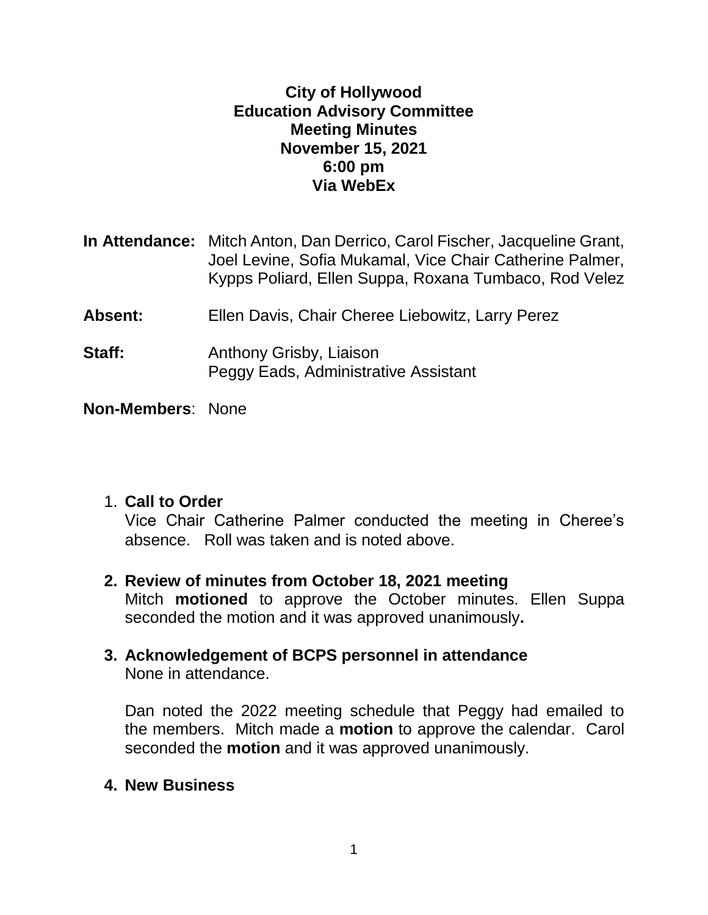**City of Hollywood**
**Education Advisory Committee**
**Meeting Minutes**
**November 15, 2021**
**6:00 pm**
**Via WebEx**

**In Attendance:** Mitch Anton, Dan Derrico, Carol Fischer, Jacqueline Grant, Joel Levine, Sofia Mukamal, Vice Chair Catherine Palmer, Kypps Poliard, Ellen Suppa, Roxana Tumbaco, Rod Velez

**Absent:** Ellen Davis, Chair Cheree Liebowitz, Larry Perez

**Staff:** Anthony Grisby, Liaison
Peggy Eads, Administrative Assistant

**Non-Members**: None

1. **Call to Order**
   Vice Chair Catherine Palmer conducted the meeting in Cheree's absence. Roll was taken and is noted above.

2. **Review of minutes from October 18, 2021 meeting**
   Mitch **motioned** to approve the October minutes. Ellen Suppa seconded the motion and it was approved unanimously**.**

3. **Acknowledgement of BCPS personnel in attendance**
   None in attendance.

   Dan noted the 2022 meeting schedule that Peggy had emailed to the members. Mitch made a **motion** to approve the calendar. Carol seconded the **motion** and it was approved unanimously.

4. **New Business**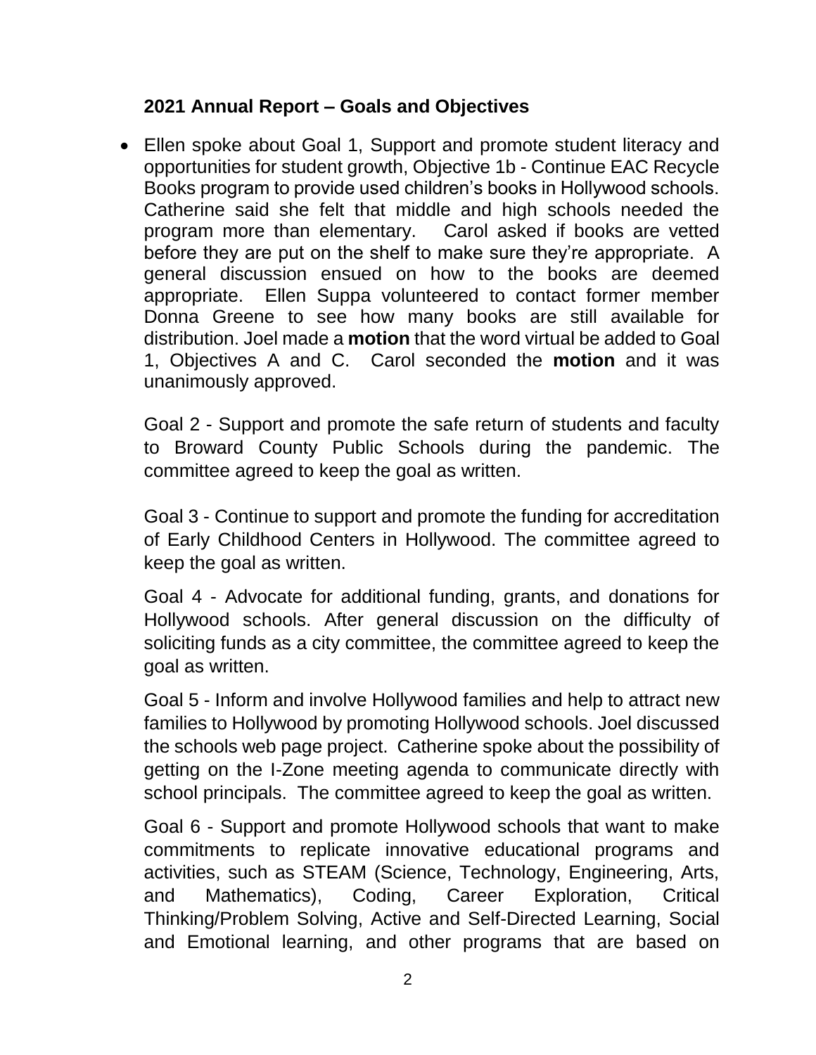### 2021 Annual Report – Goals and Objectives

- Ellen spoke about Goal 1, Support and promote student literacy and opportunities for student growth, Objective 1b - Continue EAC Recycle Books program to provide used children's books in Hollywood schools. Catherine said she felt that middle and high schools needed the program more than elementary. Carol asked if books are vetted before they are put on the shelf to make sure they're appropriate. A general discussion ensued on how to the books are deemed appropriate. Ellen Suppa volunteered to contact former member Donna Greene to see how many books are still available for distribution. Joel made a **motion** that the word virtual be added to Goal 1, Objectives A and C. Carol seconded the **motion** and it was unanimously approved.

  Goal 2 - Support and promote the safe return of students and faculty to Broward County Public Schools during the pandemic. The committee agreed to keep the goal as written.

  Goal 3 - Continue to support and promote the funding for accreditation of Early Childhood Centers in Hollywood. The committee agreed to keep the goal as written.

  Goal 4 - Advocate for additional funding, grants, and donations for Hollywood schools. After general discussion on the difficulty of soliciting funds as a city committee, the committee agreed to keep the goal as written.

  Goal 5 - Inform and involve Hollywood families and help to attract new families to Hollywood by promoting Hollywood schools. Joel discussed the schools web page project. Catherine spoke about the possibility of getting on the I-Zone meeting agenda to communicate directly with school principals. The committee agreed to keep the goal as written.

  Goal 6 - Support and promote Hollywood schools that want to make commitments to replicate innovative educational programs and activities, such as STEAM (Science, Technology, Engineering, Arts, and Mathematics), Coding, Career Exploration, Critical Thinking/Problem Solving, Active and Self-Directed Learning, Social and Emotional learning, and other programs that are based on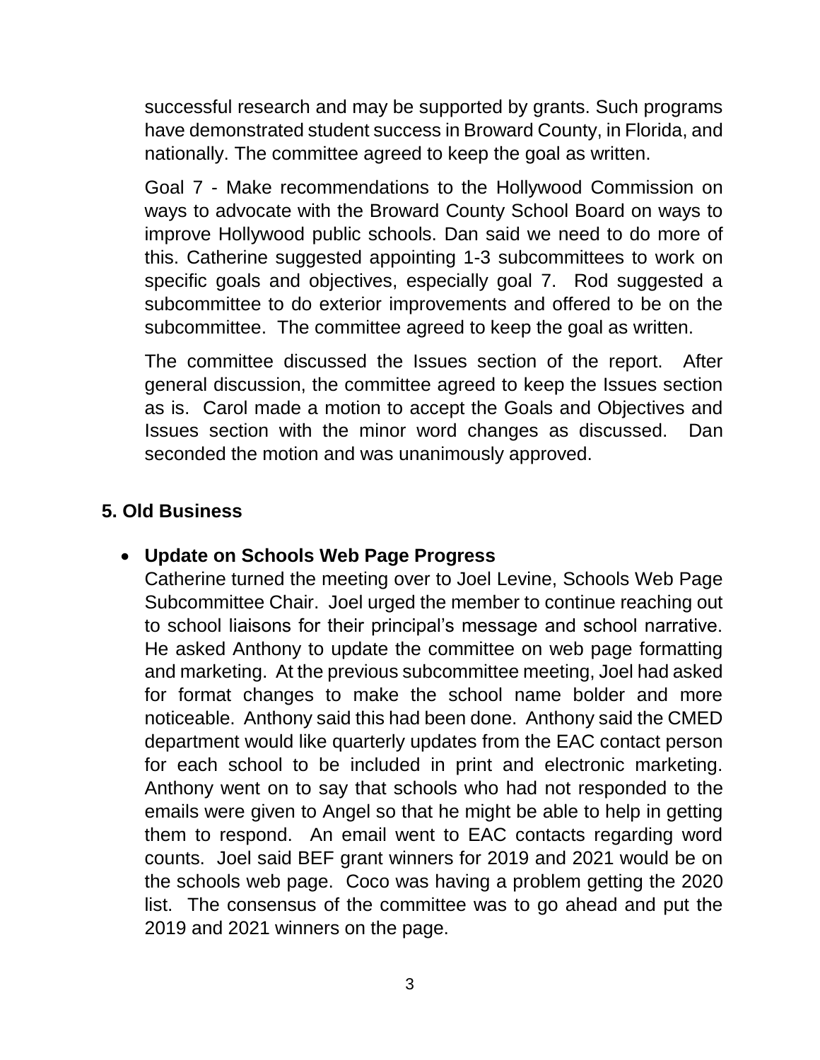successful research and may be supported by grants. Such programs have demonstrated student success in Broward County, in Florida, and nationally. The committee agreed to keep the goal as written.

Goal 7 - Make recommendations to the Hollywood Commission on ways to advocate with the Broward County School Board on ways to improve Hollywood public schools. Dan said we need to do more of this. Catherine suggested appointing 1-3 subcommittees to work on specific goals and objectives, especially goal 7. Rod suggested a subcommittee to do exterior improvements and offered to be on the subcommittee. The committee agreed to keep the goal as written.

The committee discussed the Issues section of the report. After general discussion, the committee agreed to keep the Issues section as is. Carol made a motion to accept the Goals and Objectives and Issues section with the minor word changes as discussed. Dan seconded the motion and was unanimously approved.

## 5. Old Business

- **Update on Schools Web Page Progress**
  Catherine turned the meeting over to Joel Levine, Schools Web Page Subcommittee Chair. Joel urged the member to continue reaching out to school liaisons for their principal's message and school narrative. He asked Anthony to update the committee on web page formatting and marketing. At the previous subcommittee meeting, Joel had asked for format changes to make the school name bolder and more noticeable. Anthony said this had been done. Anthony said the CMED department would like quarterly updates from the EAC contact person for each school to be included in print and electronic marketing. Anthony went on to say that schools who had not responded to the emails were given to Angel so that he might be able to help in getting them to respond. An email went to EAC contacts regarding word counts. Joel said BEF grant winners for 2019 and 2021 would be on the schools web page. Coco was having a problem getting the 2020 list. The consensus of the committee was to go ahead and put the 2019 and 2021 winners on the page.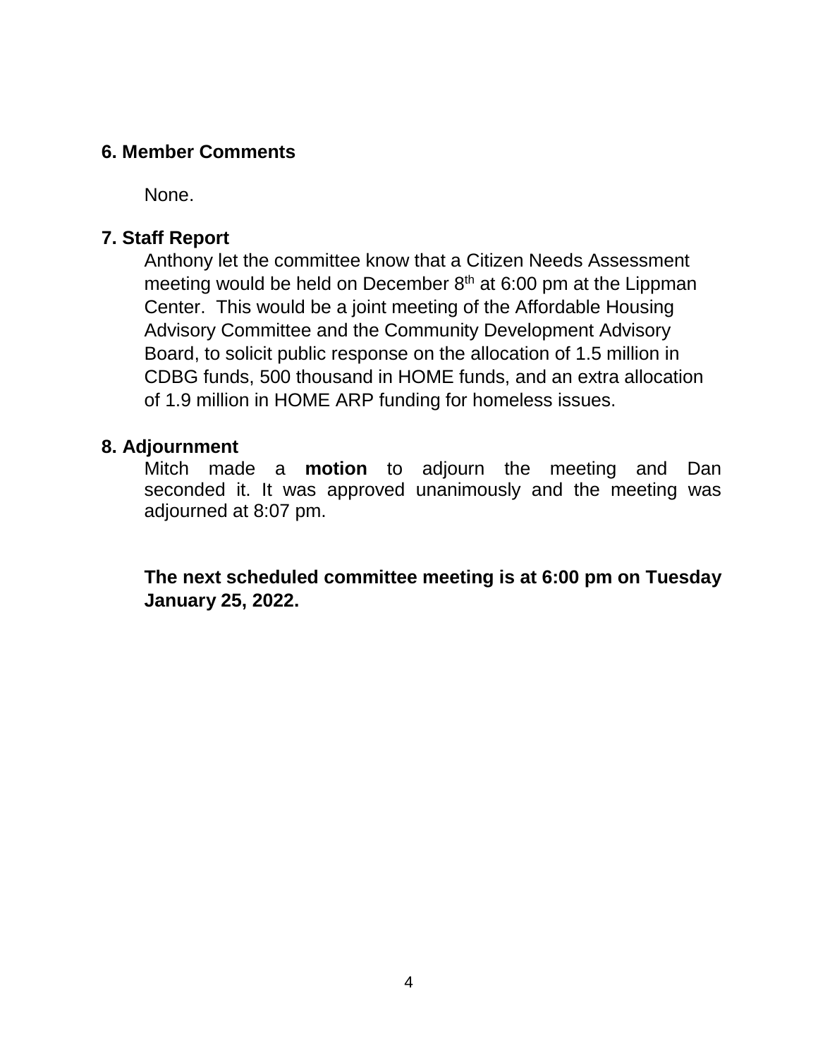## 6. Member Comments

None.

## 7. Staff Report

Anthony let the committee know that a Citizen Needs Assessment meeting would be held on December 8th at 6:00 pm at the Lippman Center. This would be a joint meeting of the Affordable Housing Advisory Committee and the Community Development Advisory Board, to solicit public response on the allocation of 1.5 million in CDBG funds, 500 thousand in HOME funds, and an extra allocation of 1.9 million in HOME ARP funding for homeless issues.

## 8. Adjournment

Mitch made a **motion** to adjourn the meeting and Dan seconded it. It was approved unanimously and the meeting was adjourned at 8:07 pm.

**The next scheduled committee meeting is at 6:00 pm on Tuesday January 25, 2022.**